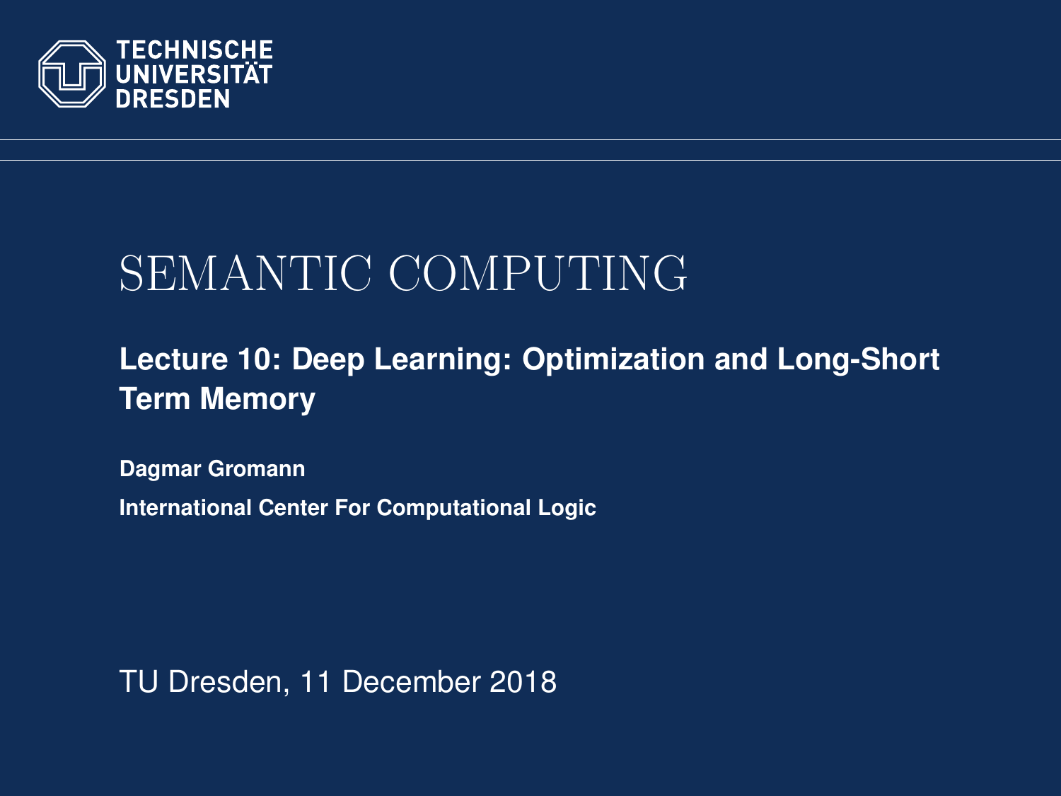TECHNISCHE UNIVERSITÄT DRESDEN

# SEMANTIC COMPUTING

## Lecture 10: Deep Learning: Optimization and Long-Short Term Memory

**Dagmar Gromann**

**International Center For Computational Logic**

TU Dresden, 11 December 2018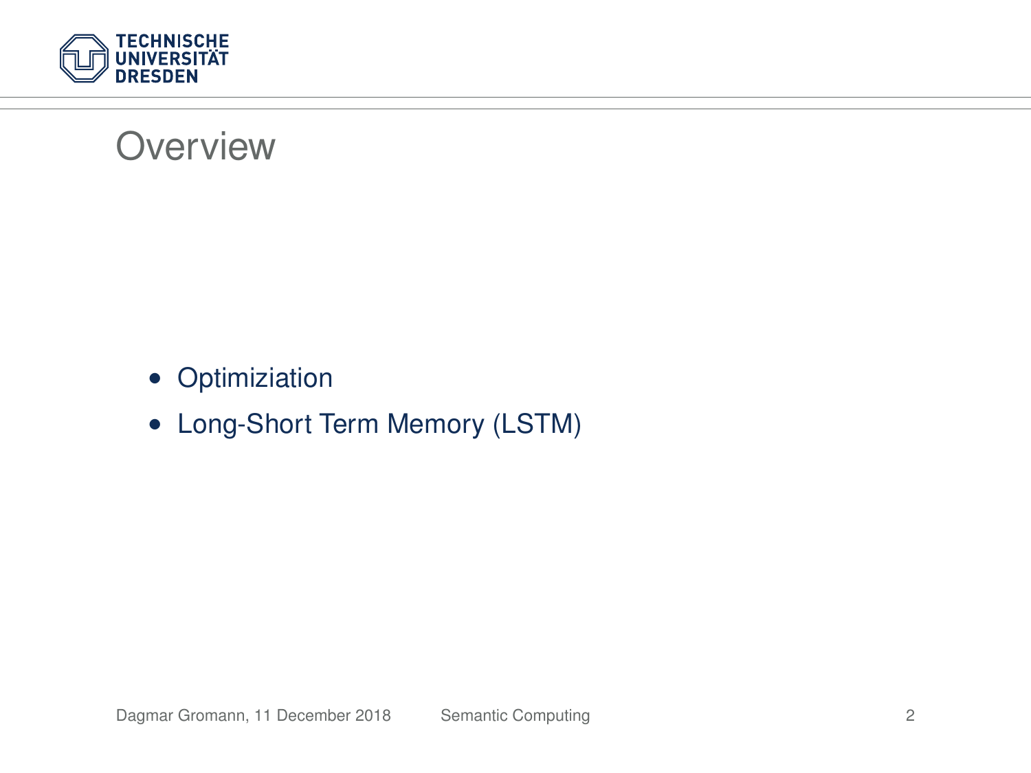# Overview

- Optimiziation
- Long-Short Term Memory (LSTM)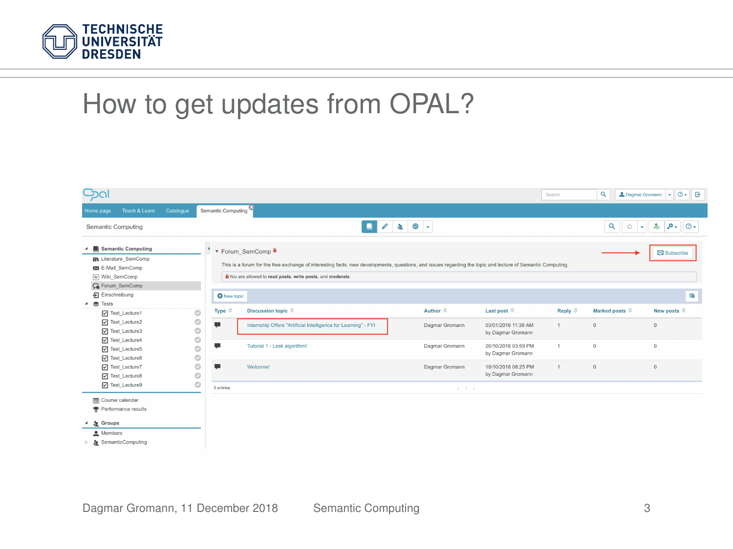# How to get updates from OPAL?

Opal

Search | Dagmar Gromann

Home page | Teach & Learn | Catalogue | Semantic Computing

Semantic Computing

- Semantic Computing
  - Literature_SemComp
  - E-Mail_SemComp
  - Wiki_SemComp
  - Forum_SemComp
  - Einschreibung
  - Tests
    - Test_Lecture1
    - Test_Lecture2
    - Test_Lecture3
    - Test_Lecture4
    - Test_Lecture5
    - Test_Lecture6
    - Test_Lecture7
    - Test_Lecture8
    - Test_Lecture9
- Course calendar
- Performance results
- Groups
  - Members
  - SemanticComputing

Forum_SemComp

Subscribe

This is a forum for the free exchange of interesting facts, new developments, questions, and issues regarding the topic and lecture of Semantic Computing.

You are allowed to **read posts**, **write posts**, and **moderate**.

New topic

| Type | Discussion topic | Author | Last post | Reply | Marked posts | New posts |
|---|---|---|---|---|---|---|
| | Internship Offers "Artificial Intelligence for Learning" - FYI | Dagmar Gromann | 03/01/2019 11:39 AM by Dagmar Gromann | 1 | 0 | 0 |
| | Tutorial 1 - Lesk algorithm! | Dagmar Gromann | 26/10/2018 03:59 PM by Dagmar Gromann | 1 | 0 | 0 |
| | Welcome! | Dagmar Gromann | 18/10/2018 08:25 PM by Dagmar Gromann | 1 | 0 | 0 |

3 entries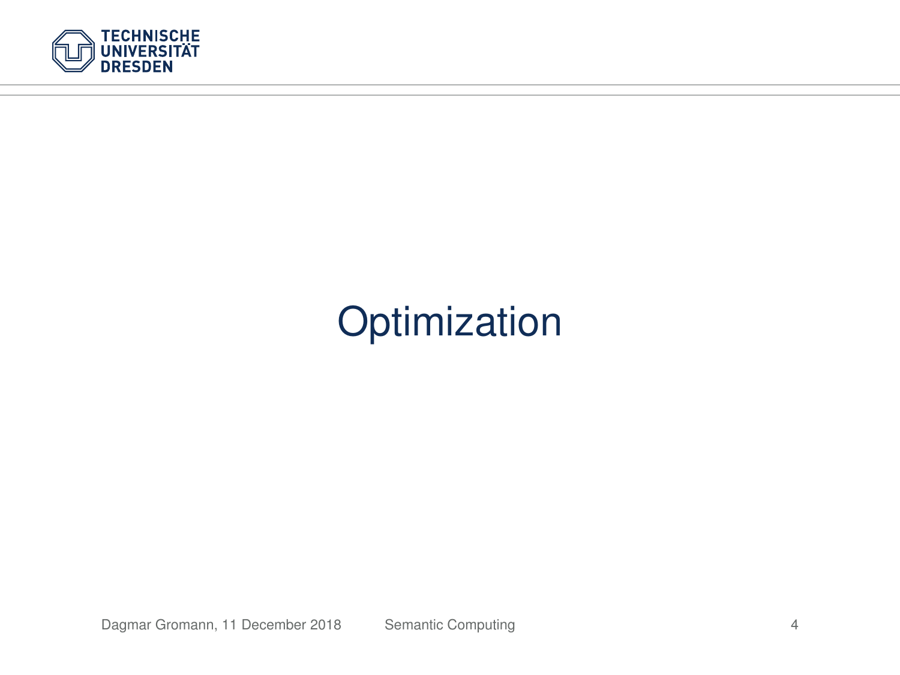# Optimization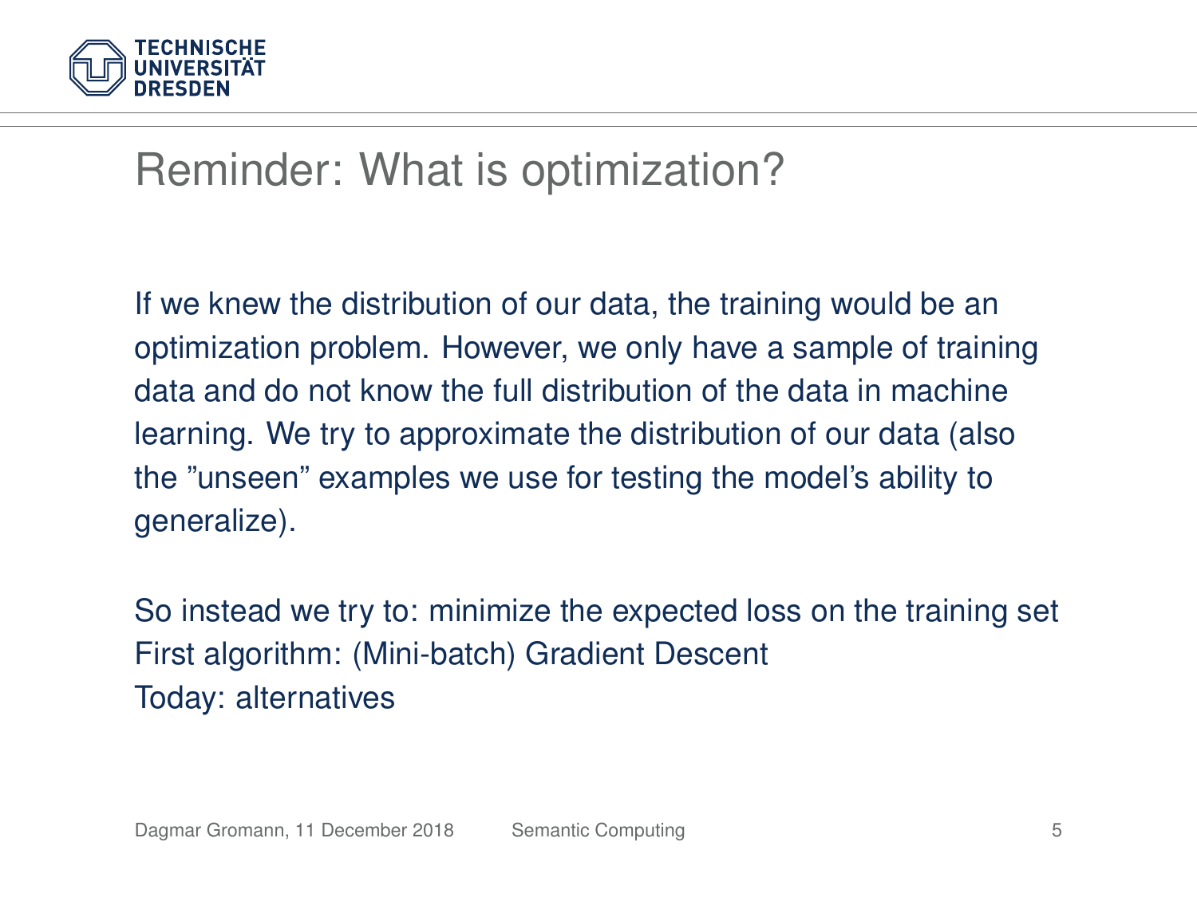# Reminder: What is optimization?

If we knew the distribution of our data, the training would be an optimization problem. However, we only have a sample of training data and do not know the full distribution of the data in machine learning. We try to approximate the distribution of our data (also the ”unseen” examples we use for testing the model’s ability to generalize).

So instead we try to: minimize the expected loss on the training set
First algorithm: (Mini-batch) Gradient Descent
Today: alternatives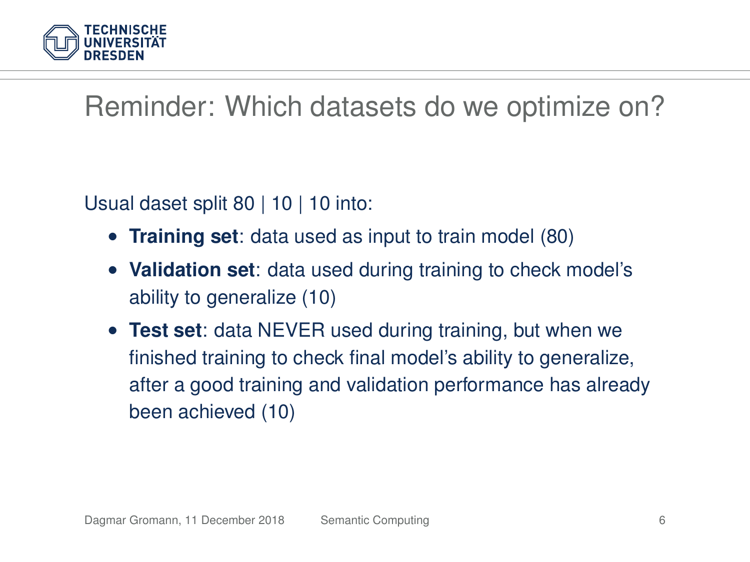# Reminder: Which datasets do we optimize on?

Usual daset split 80 | 10 | 10 into:

- **Training set**: data used as input to train model (80)
- **Validation set**: data used during training to check model's ability to generalize (10)
- **Test set**: data NEVER used during training, but when we finished training to check final model's ability to generalize, after a good training and validation performance has already been achieved (10)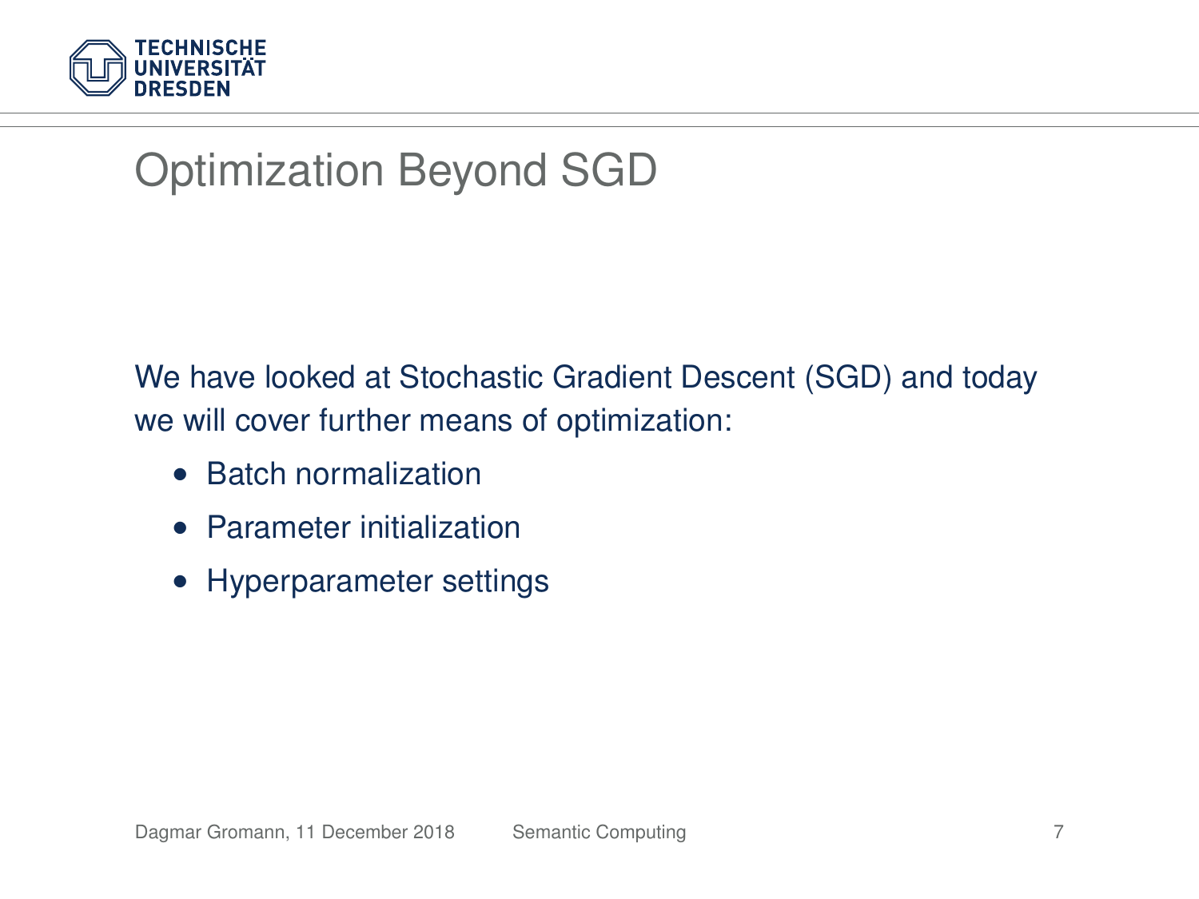# Optimization Beyond SGD

We have looked at Stochastic Gradient Descent (SGD) and today we will cover further means of optimization:

- Batch normalization
- Parameter initialization
- Hyperparameter settings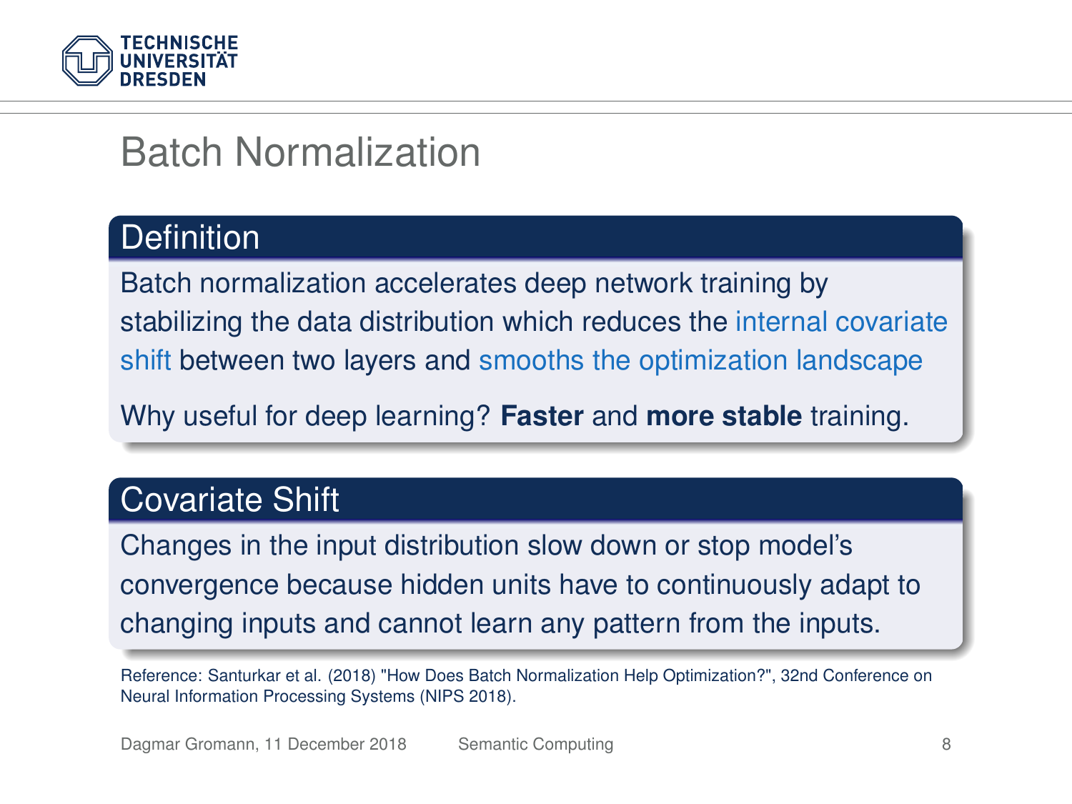# Batch Normalization

## Definition

Batch normalization accelerates deep network training by stabilizing the data distribution which reduces the internal covariate shift between two layers and smooths the optimization landscape

Why useful for deep learning? **Faster** and **more stable** training.

## Covariate Shift

Changes in the input distribution slow down or stop model's convergence because hidden units have to continuously adapt to changing inputs and cannot learn any pattern from the inputs.

Reference: Santurkar et al. (2018) "How Does Batch Normalization Help Optimization?", 32nd Conference on Neural Information Processing Systems (NIPS 2018).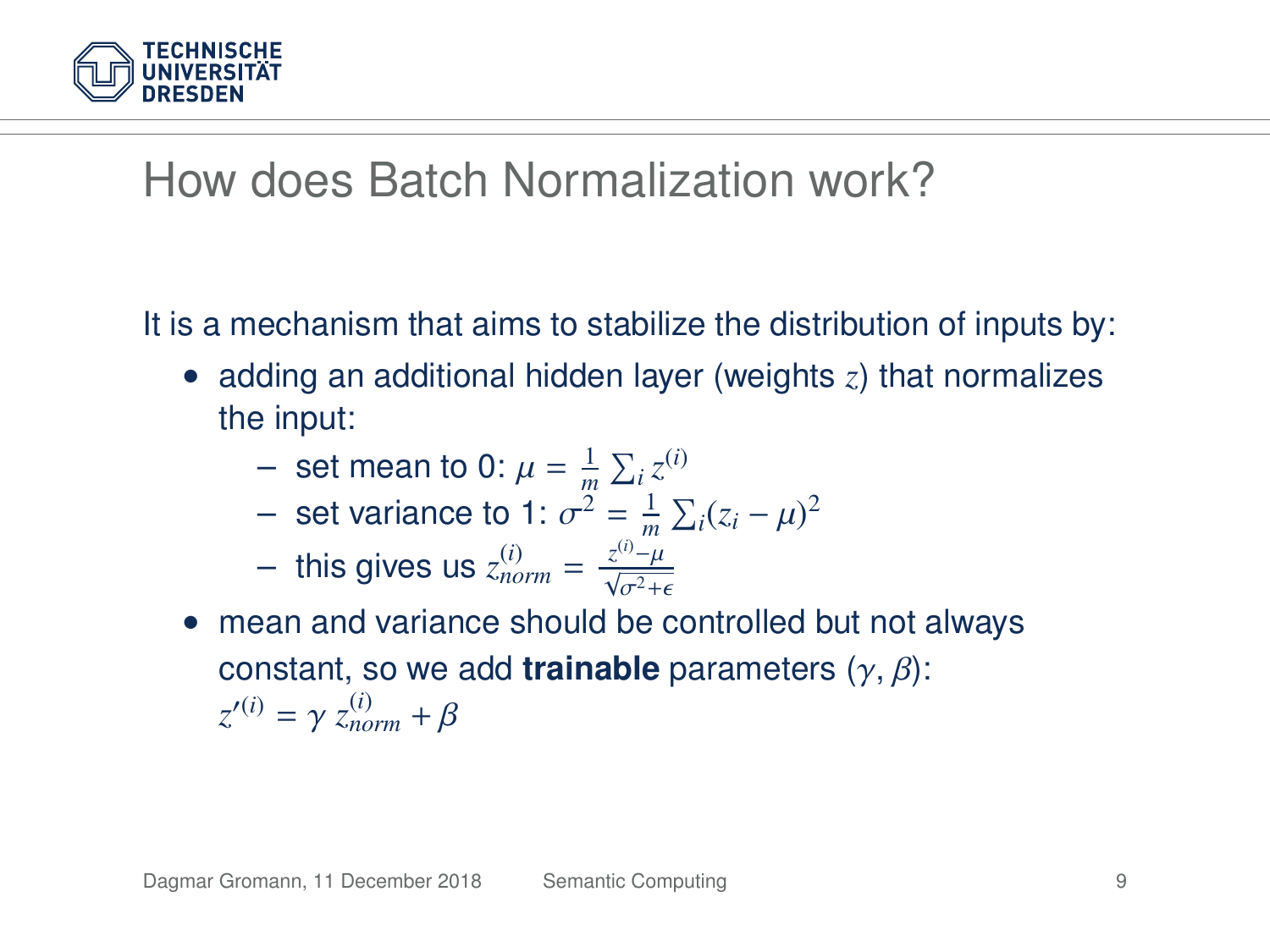# How does Batch Normalization work?

It is a mechanism that aims to stabilize the distribution of inputs by:

- adding an additional hidden layer (weights $z$) that normalizes the input:
  - set mean to 0: $\mu = \frac{1}{m} \sum_i z^{(i)}$
  - set variance to 1: $\sigma^2 = \frac{1}{m} \sum_i (z_i - \mu)^2$
  - this gives us $z_{norm}^{(i)} = \frac{z^{(i)} - \mu}{\sqrt{\sigma^2 + \epsilon}}$
- mean and variance should be controlled but not always constant, so we add **trainable** parameters ($\gamma$, $\beta$): $z'^{(i)} = \gamma \, z_{norm}^{(i)} + \beta$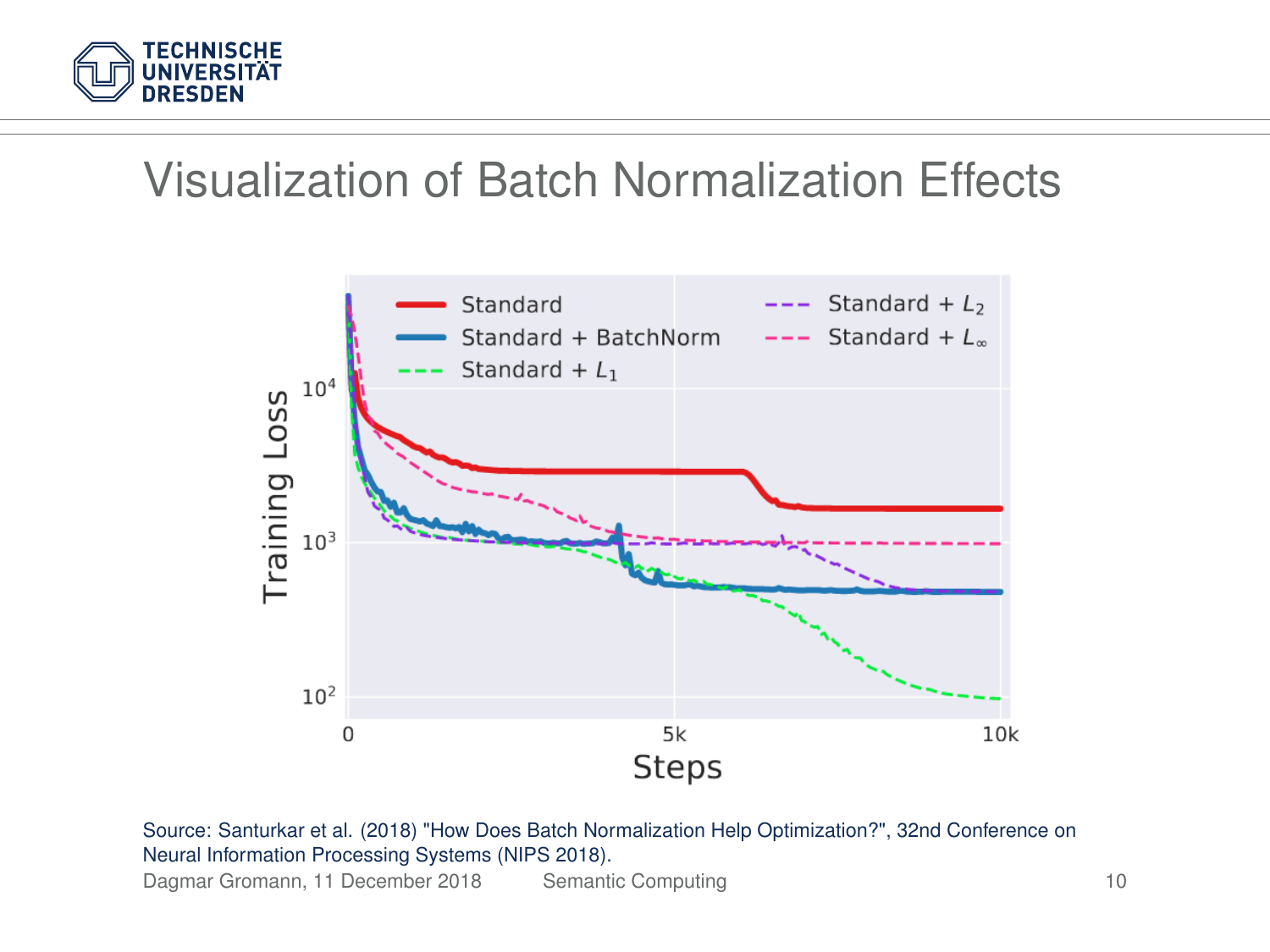# Visualization of Batch Normalization Effects

Source: Santurkar et al. (2018) "How Does Batch Normalization Help Optimization?", 32nd Conference on Neural Information Processing Systems (NIPS 2018).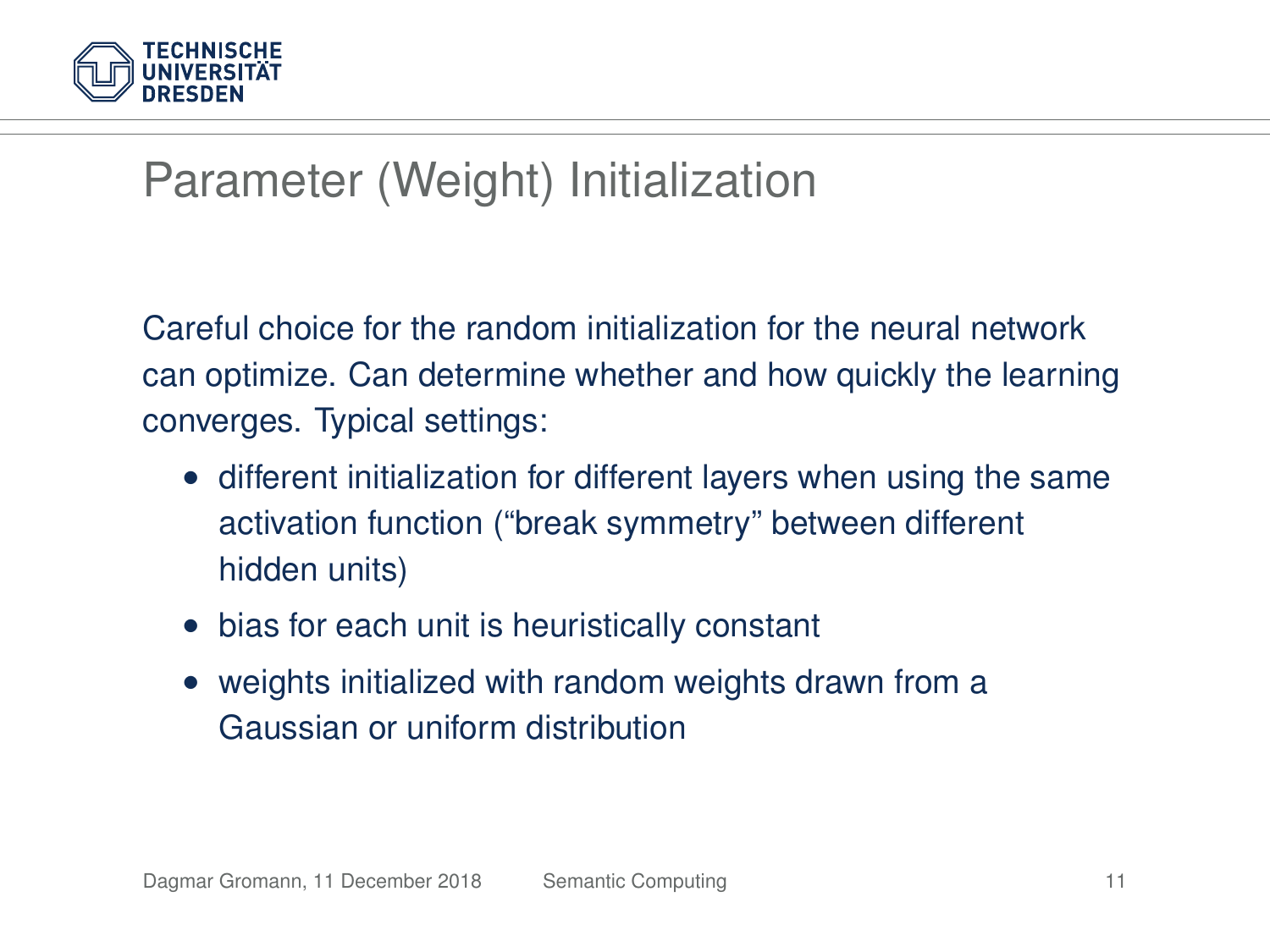# Parameter (Weight) Initialization

Careful choice for the random initialization for the neural network can optimize. Can determine whether and how quickly the learning converges. Typical settings:

- different initialization for different layers when using the same activation function ("break symmetry" between different hidden units)
- bias for each unit is heuristically constant
- weights initialized with random weights drawn from a Gaussian or uniform distribution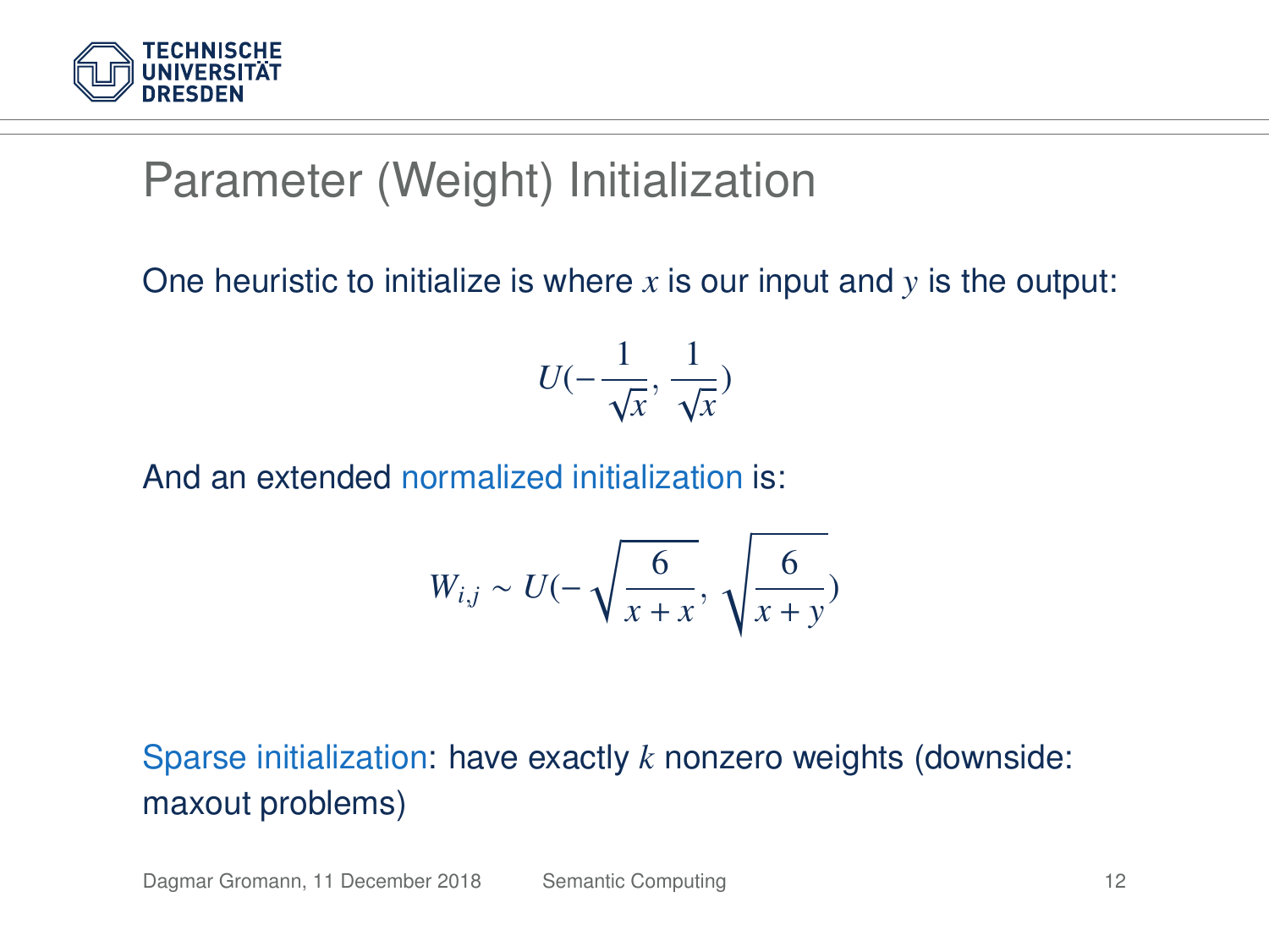# Parameter (Weight) Initialization

One heuristic to initialize is where $x$ is our input and $y$ is the output:

$$U(-\frac{1}{\sqrt{x}}, \frac{1}{\sqrt{x}})$$

And an extended normalized initialization is:

$$W_{i,j} \sim U(-\sqrt{\frac{6}{x+x}}, \sqrt{\frac{6}{x+y}})$$

Sparse initialization: have exactly $k$ nonzero weights (downside: maxout problems)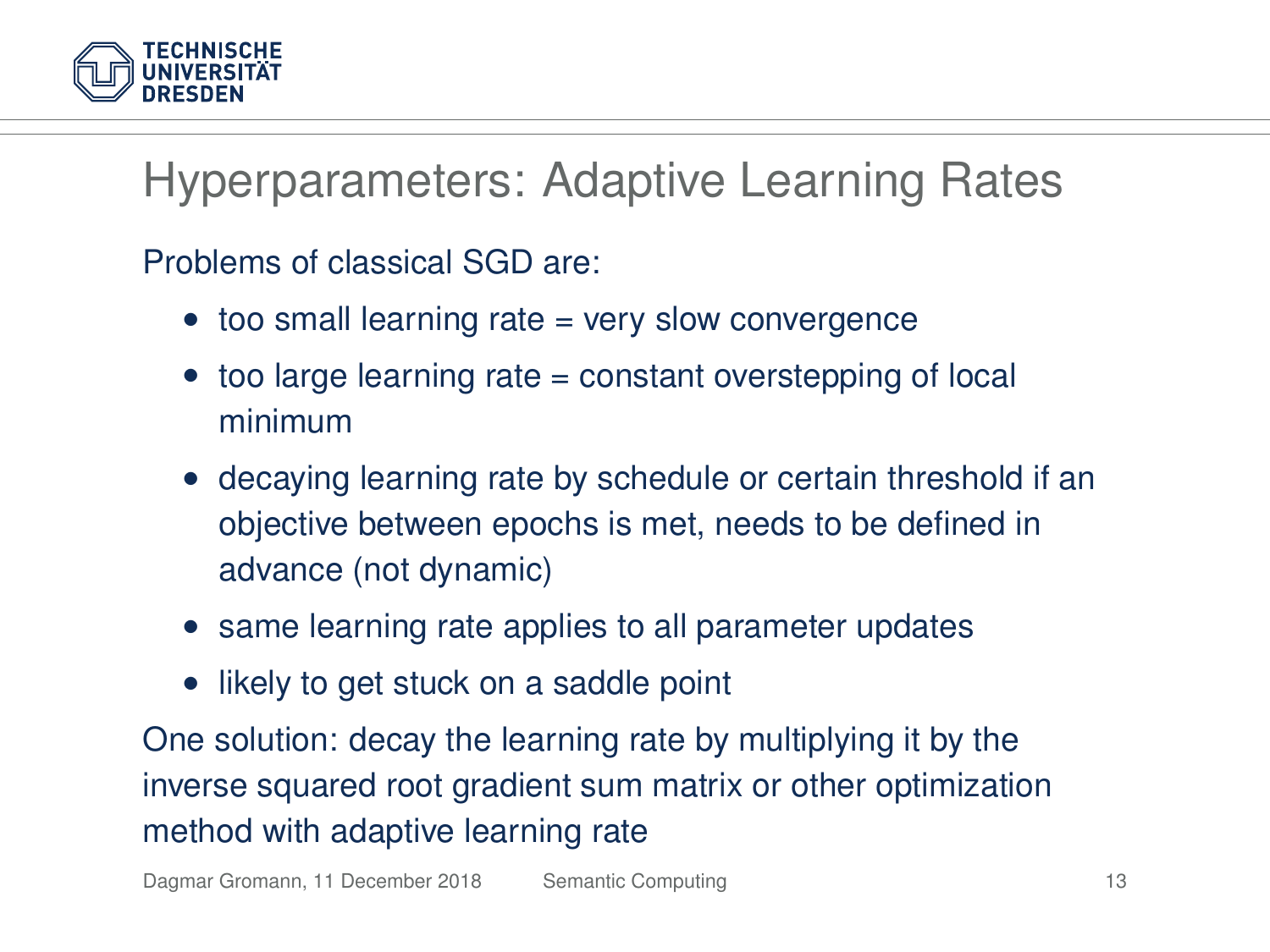# Hyperparameters: Adaptive Learning Rates

Problems of classical SGD are:

- too small learning rate = very slow convergence
- too large learning rate = constant overstepping of local minimum
- decaying learning rate by schedule or certain threshold if an objective between epochs is met, needs to be defined in advance (not dynamic)
- same learning rate applies to all parameter updates
- likely to get stuck on a saddle point

One solution: decay the learning rate by multiplying it by the inverse squared root gradient sum matrix or other optimization method with adaptive learning rate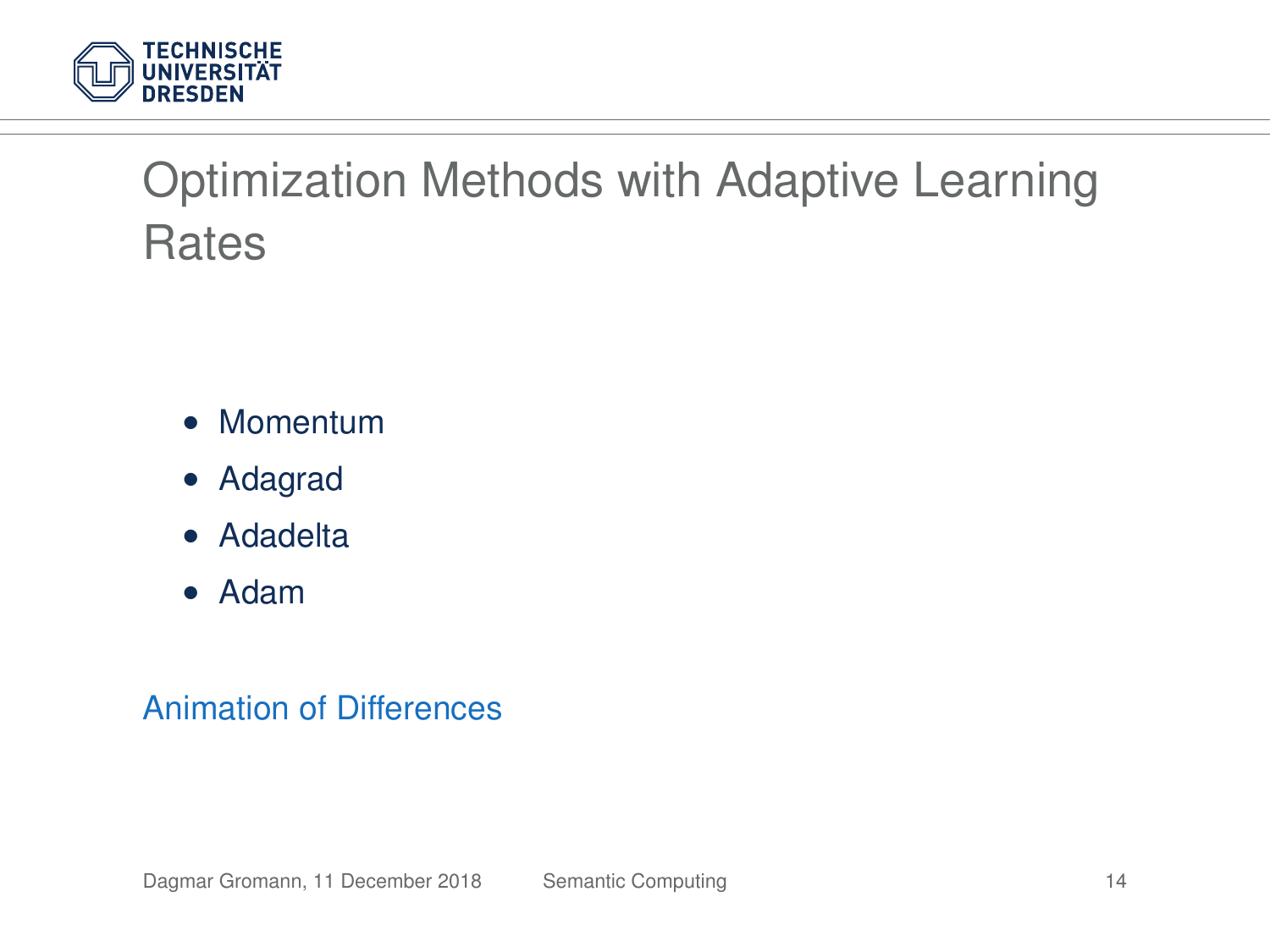# Optimization Methods with Adaptive Learning Rates

- Momentum
- Adagrad
- Adadelta
- Adam

Animation of Differences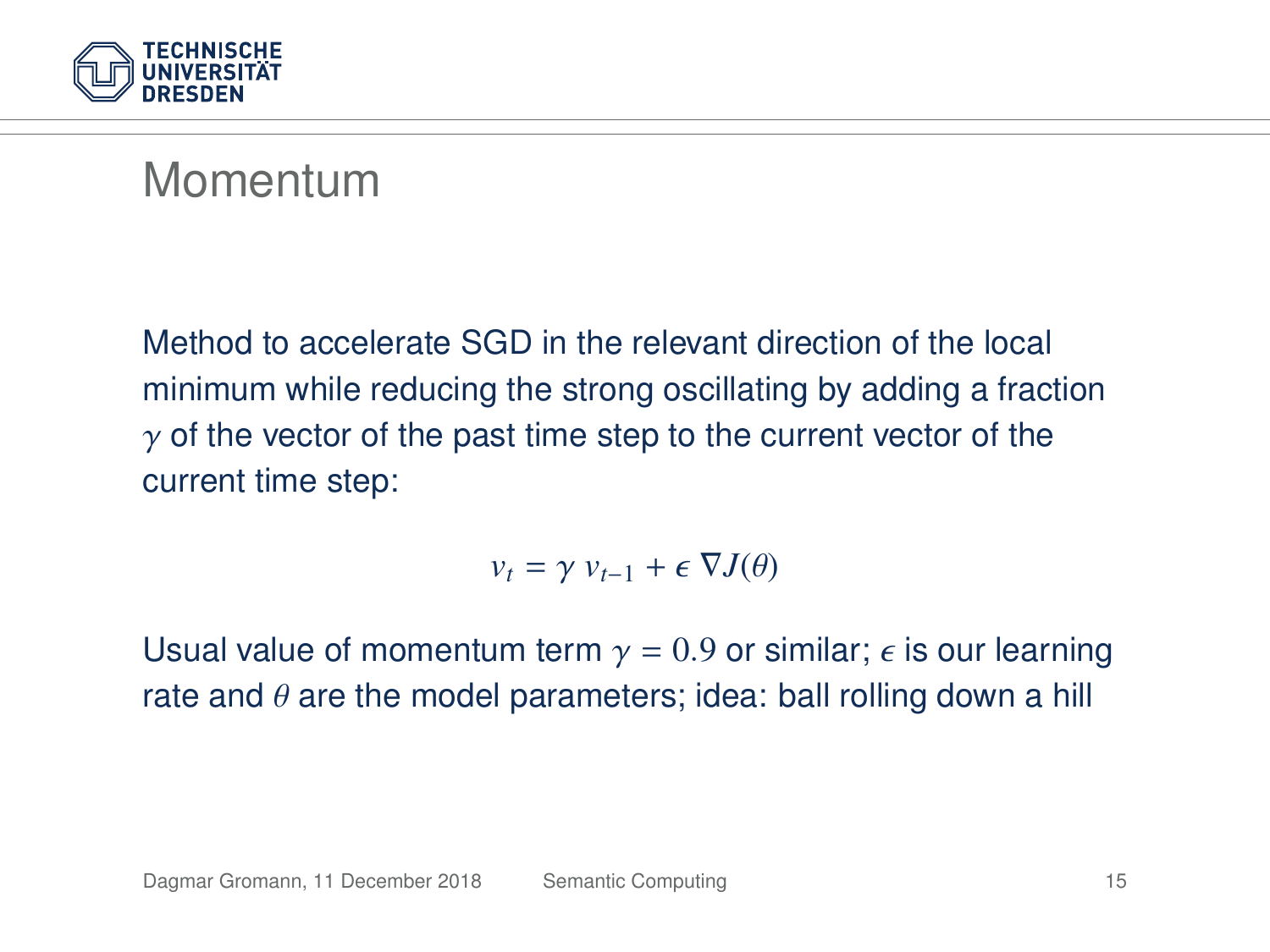# Momentum

Method to accelerate SGD in the relevant direction of the local minimum while reducing the strong oscillating by adding a fraction $\gamma$ of the vector of the past time step to the current vector of the current time step:

$$v_t = \gamma \; v_{t-1} + \epsilon \; \nabla J(\theta)$$

Usual value of momentum term $\gamma = 0.9$ or similar; $\epsilon$ is our learning rate and $\theta$ are the model parameters; idea: ball rolling down a hill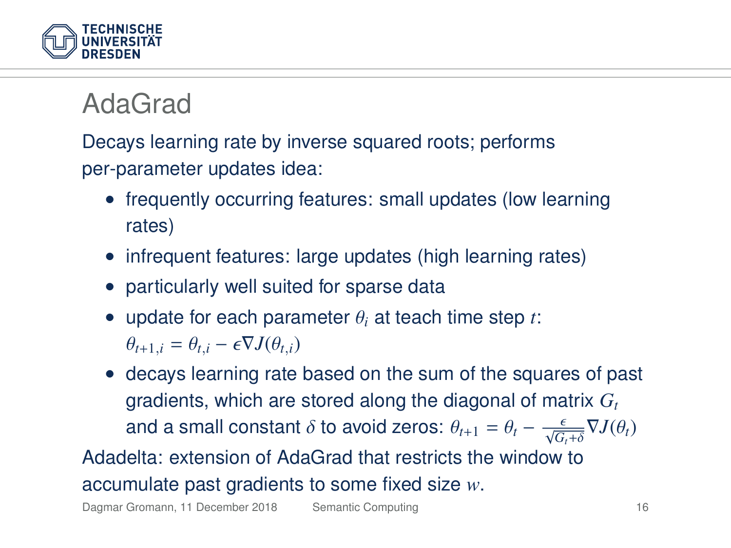# AdaGrad

Decays learning rate by inverse squared roots; performs per-parameter updates idea:

- frequently occurring features: small updates (low learning rates)
- infrequent features: large updates (high learning rates)
- particularly well suited for sparse data
- update for each parameter $\theta_i$ at teach time step $t$: $\theta_{t+1,i} = \theta_{t,i} - \epsilon \nabla J(\theta_{t,i})$
- decays learning rate based on the sum of the squares of past gradients, which are stored along the diagonal of matrix $G_t$ and a small constant $\delta$ to avoid zeros: $\theta_{t+1} = \theta_t - \frac{\epsilon}{\sqrt{G_t + \delta}} \nabla J(\theta_t)$

Adadelta: extension of AdaGrad that restricts the window to accumulate past gradients to some fixed size $w$.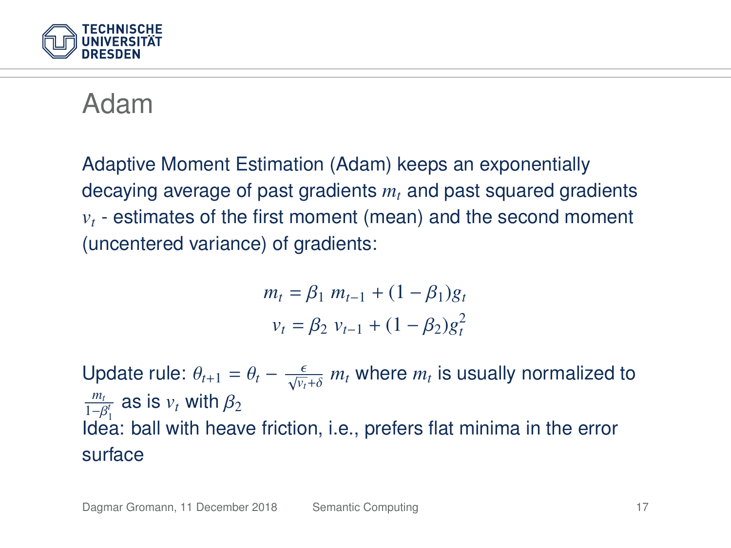# Adam

Adaptive Moment Estimation (Adam) keeps an exponentially decaying average of past gradients $m_t$ and past squared gradients $v_t$ - estimates of the first moment (mean) and the second moment (uncentered variance) of gradients:

$$
\begin{aligned}
m_t &= \beta_1 \; m_{t-1} + (1 - \beta_1) g_t \\
v_t &= \beta_2 \; v_{t-1} + (1 - \beta_2) g_t^2
\end{aligned}
$$

Update rule: $\theta_{t+1} = \theta_t - \frac{\epsilon}{\sqrt{v_t} + \delta} \; m_t$ where $m_t$ is usually normalized to $\frac{m_t}{1 - \beta_1^t}$ as is $v_t$ with $\beta_2$

Idea: ball with heave friction, i.e., prefers flat minima in the error surface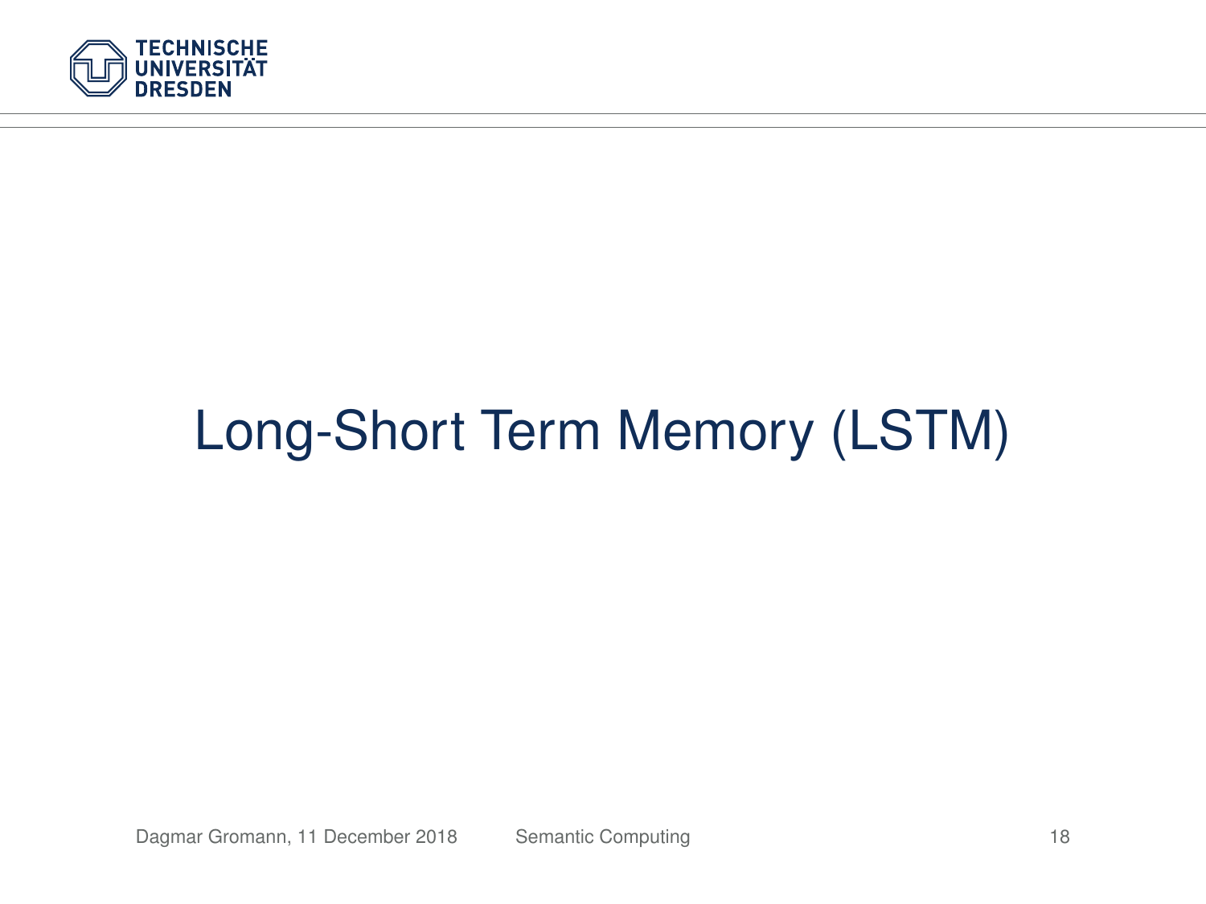# Long-Short Term Memory (LSTM)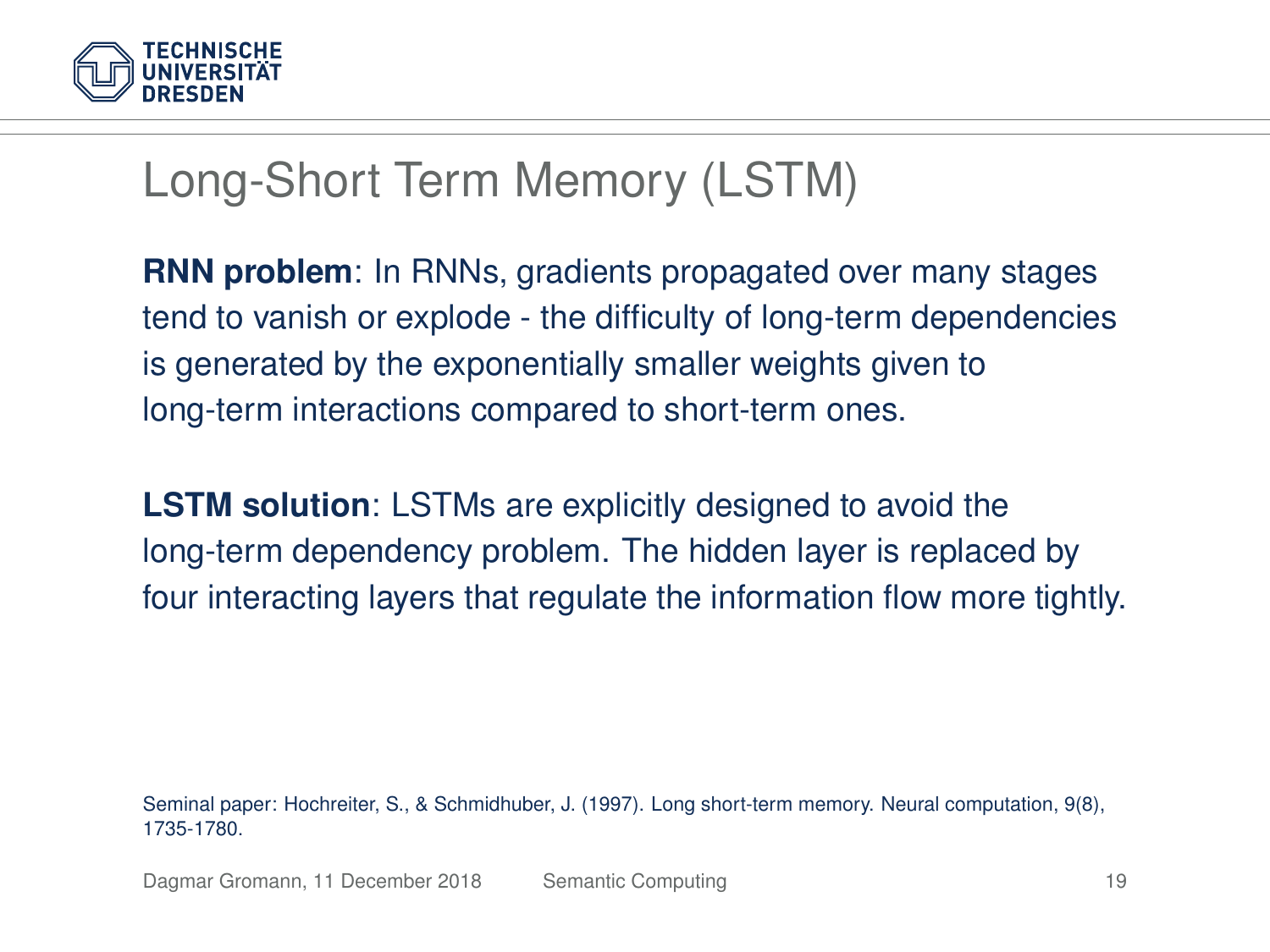# Long-Short Term Memory (LSTM)

**RNN problem**: In RNNs, gradients propagated over many stages tend to vanish or explode - the difficulty of long-term dependencies is generated by the exponentially smaller weights given to long-term interactions compared to short-term ones.

**LSTM solution**: LSTMs are explicitly designed to avoid the long-term dependency problem. The hidden layer is replaced by four interacting layers that regulate the information flow more tightly.

Seminal paper: Hochreiter, S., & Schmidhuber, J. (1997). Long short-term memory. Neural computation, 9(8), 1735-1780.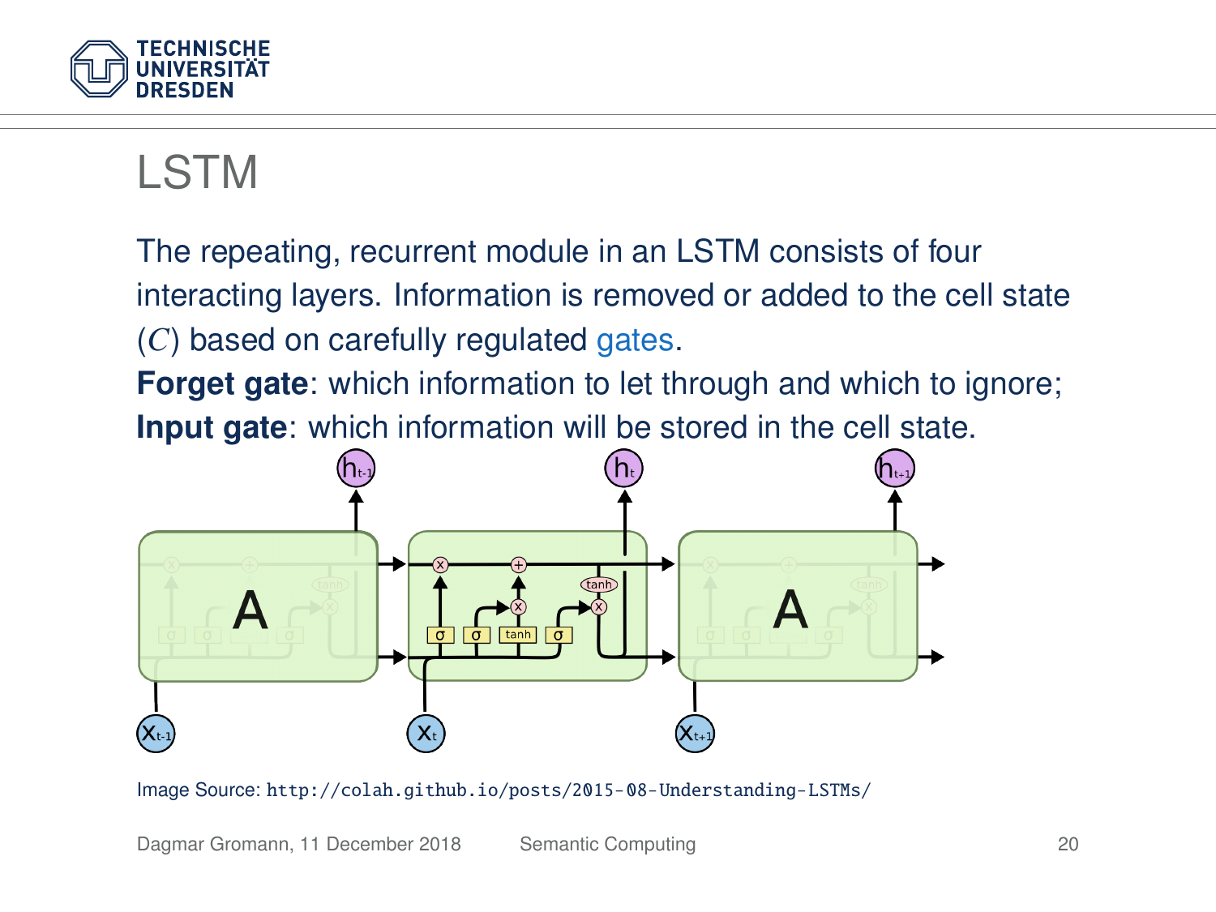# LSTM

The repeating, recurrent module in an LSTM consists of four interacting layers. Information is removed or added to the cell state ($C$) based on carefully regulated gates.

**Forget gate**: which information to let through and which to ignore;

**Input gate**: which information will be stored in the cell state.

Image Source: http://colah.github.io/posts/2015-08-Understanding-LSTMs/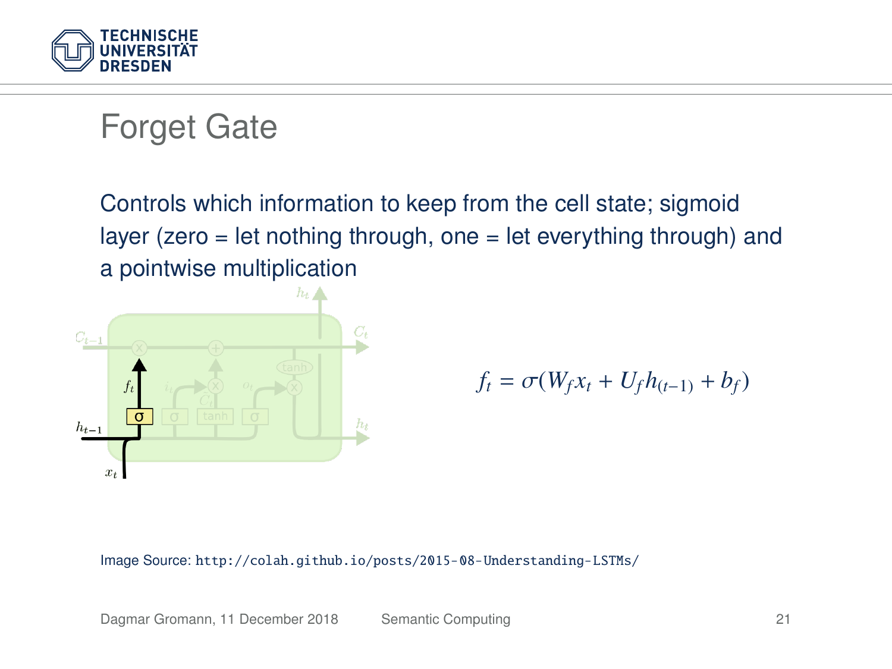# Forget Gate

Controls which information to keep from the cell state; sigmoid layer (zero = let nothing through, one = let everything through) and a pointwise multiplication

$$f_t = \sigma(W_f x_t + U_f h_{(t-1)} + b_f)$$

Image Source: http://colah.github.io/posts/2015-08-Understanding-LSTMs/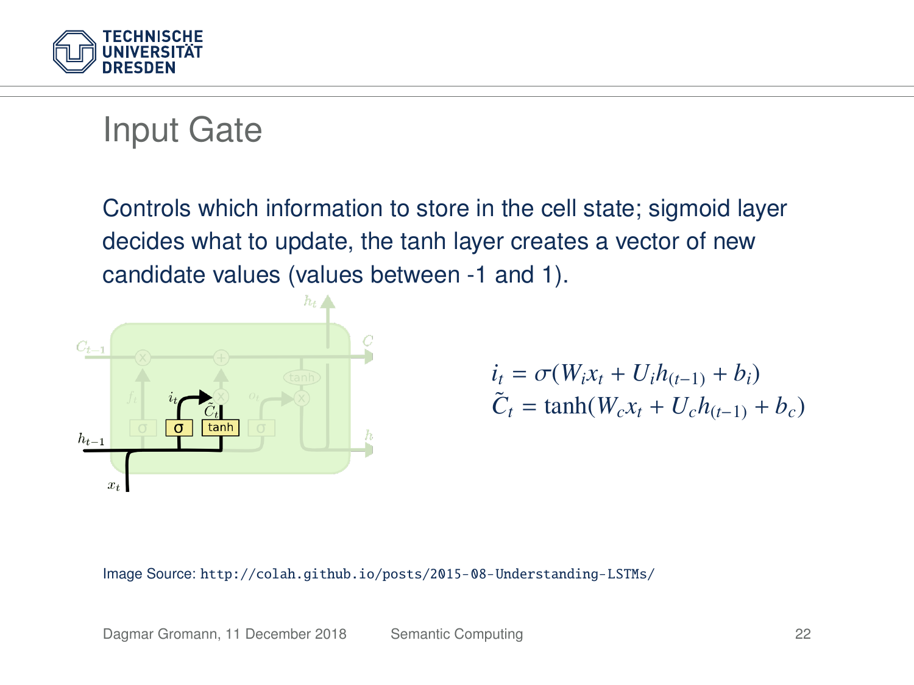# Input Gate

Controls which information to store in the cell state; sigmoid layer decides what to update, the tanh layer creates a vector of new candidate values (values between -1 and 1).

$$i_t = \sigma(W_i x_t + U_i h_{(t-1)} + b_i)$$
$$\tilde{C}_t = \tanh(W_c x_t + U_c h_{(t-1)} + b_c)$$

Image Source: `http://colah.github.io/posts/2015-08-Understanding-LSTMs/`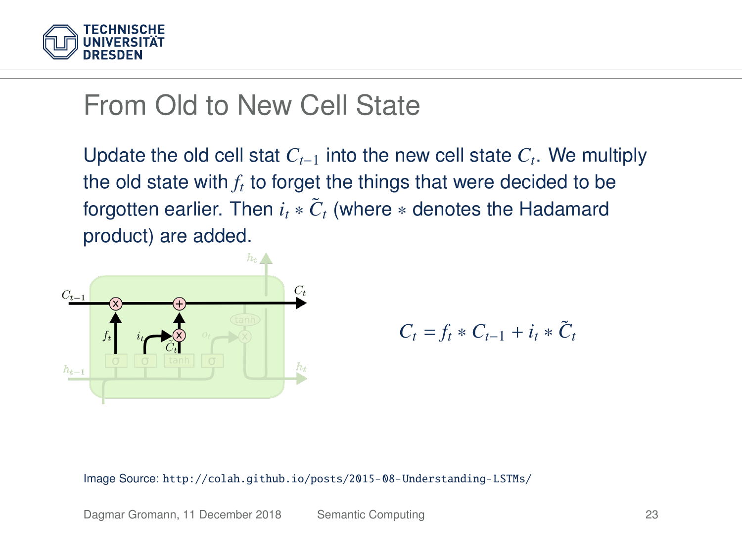# From Old to New Cell State

Update the old cell stat $C_{t-1}$ into the new cell state $C_t$. We multiply the old state with $f_t$ to forget the things that were decided to be forgotten earlier. Then $i_t * \tilde{C}_t$ (where $*$ denotes the Hadamard product) are added.

$$C_t = f_t * C_{t-1} + i_t * \tilde{C}_t$$

Image Source: http://colah.github.io/posts/2015-08-Understanding-LSTMs/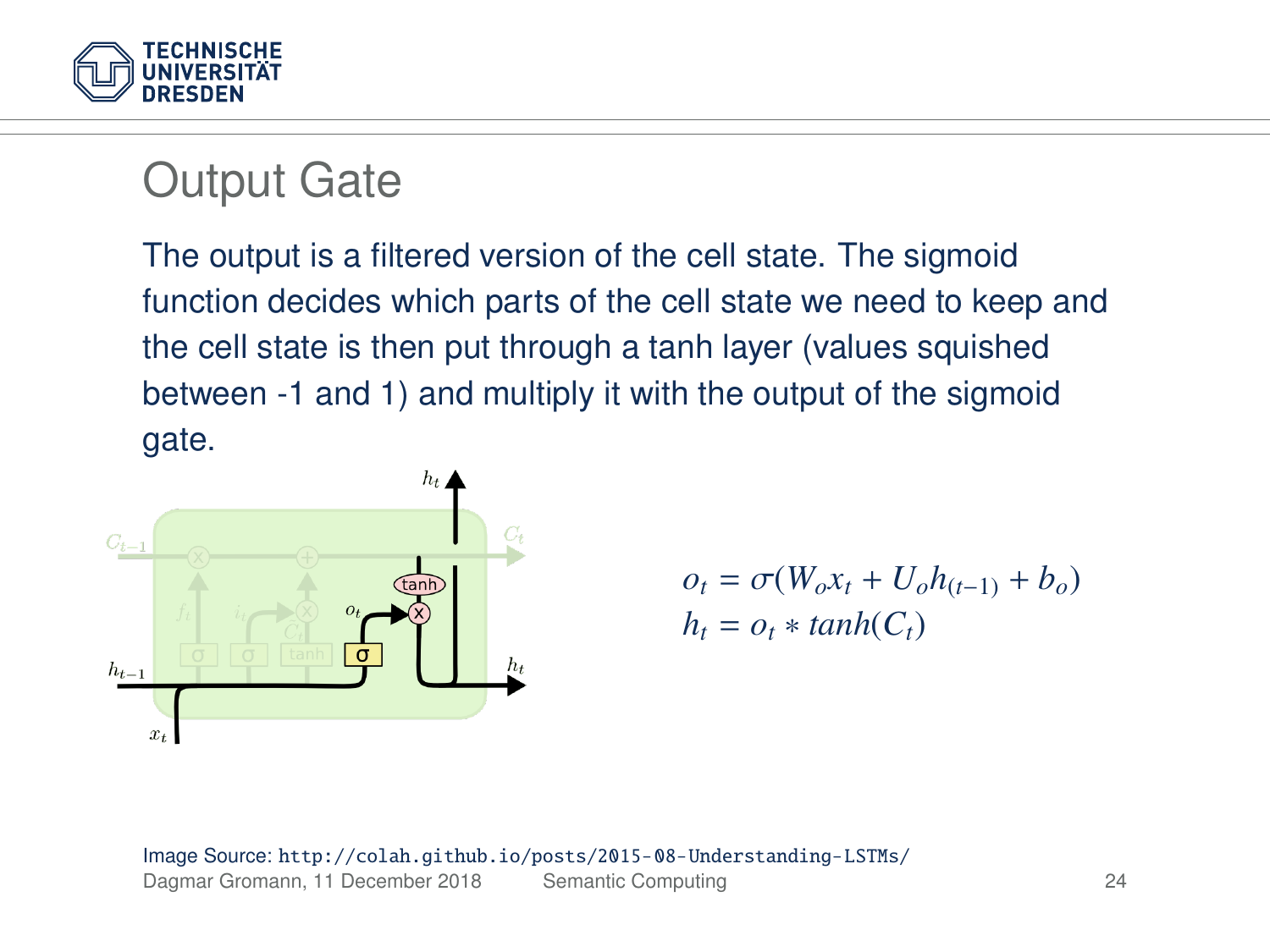# Output Gate

The output is a filtered version of the cell state. The sigmoid function decides which parts of the cell state we need to keep and the cell state is then put through a tanh layer (values squished between -1 and 1) and multiply it with the output of the sigmoid gate.

$$o_t = \sigma(W_o x_t + U_o h_{(t-1)} + b_o)$$
$$h_t = o_t * tanh(C_t)$$

Image Source: http://colah.github.io/posts/2015-08-Understanding-LSTMs/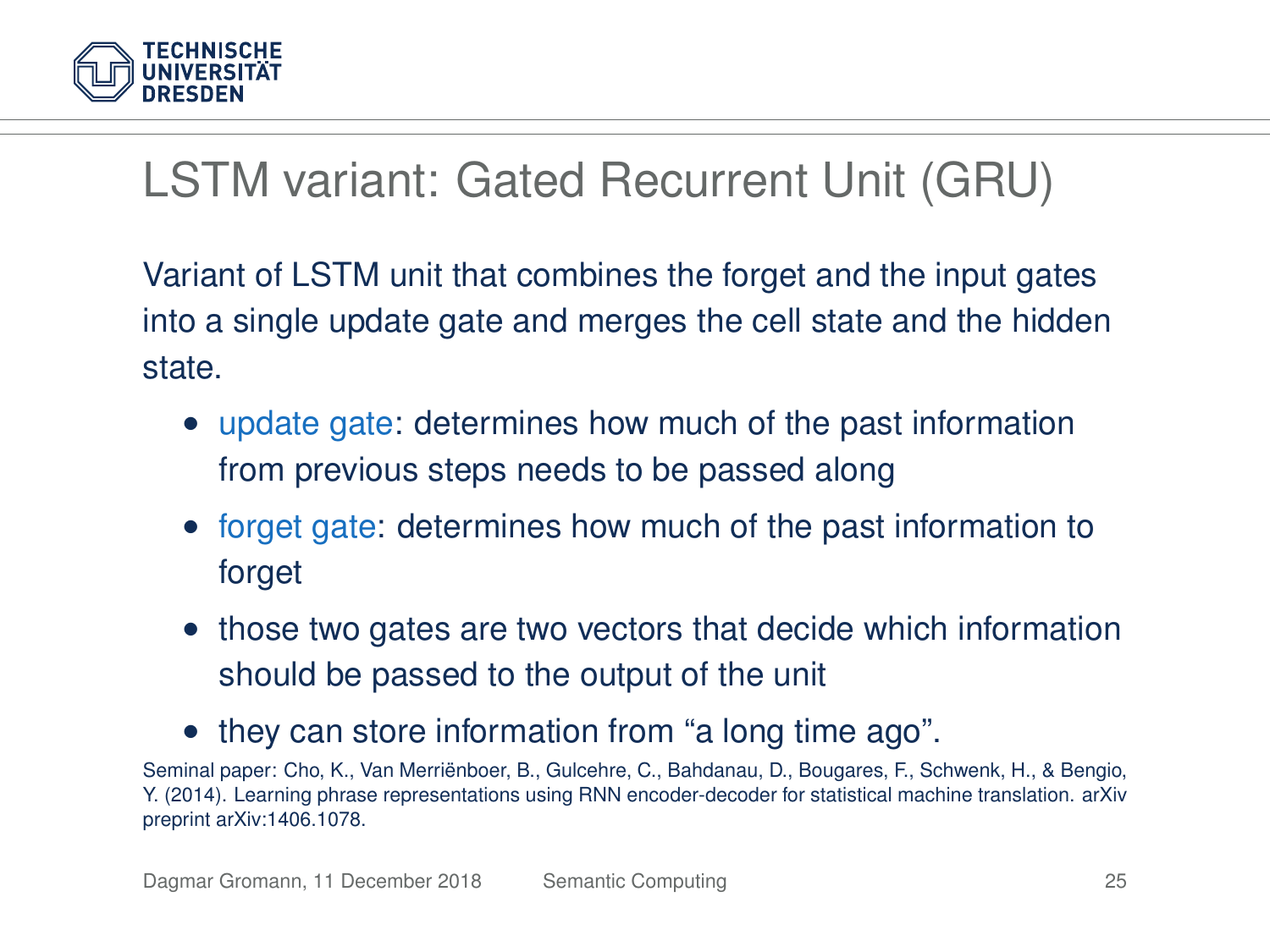# LSTM variant: Gated Recurrent Unit (GRU)

Variant of LSTM unit that combines the forget and the input gates into a single update gate and merges the cell state and the hidden state.

- update gate: determines how much of the past information from previous steps needs to be passed along
- forget gate: determines how much of the past information to forget
- those two gates are two vectors that decide which information should be passed to the output of the unit
- they can store information from "a long time ago".

Seminal paper: Cho, K., Van Merriënboer, B., Gulcehre, C., Bahdanau, D., Bougares, F., Schwenk, H., & Bengio, Y. (2014). Learning phrase representations using RNN encoder-decoder for statistical machine translation. arXiv preprint arXiv:1406.1078.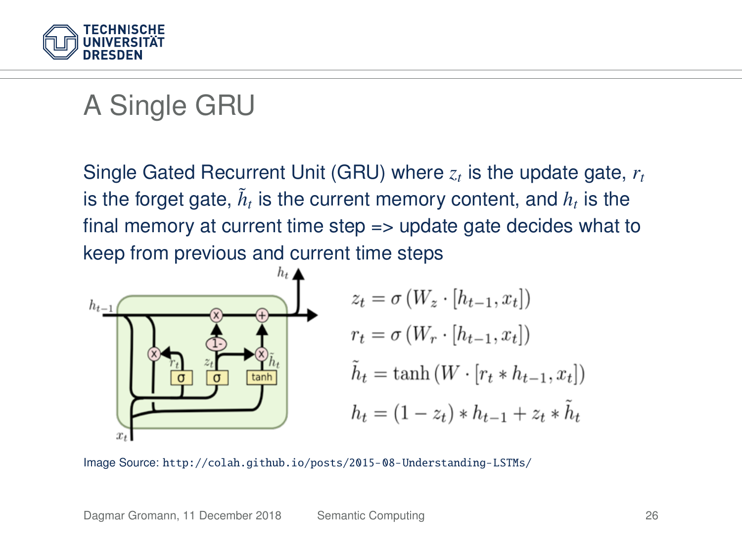# A Single GRU

Single Gated Recurrent Unit (GRU) where $z_t$ is the update gate, $r_t$ is the forget gate, $\tilde{h}_t$ is the current memory content, and $h_t$ is the final memory at current time step => update gate decides what to keep from previous and current time steps

$$z_t = \sigma\left(W_z \cdot [h_{t-1}, x_t]\right)$$

$$r_t = \sigma\left(W_r \cdot [h_{t-1}, x_t]\right)$$

$$\tilde{h}_t = \tanh\left(W \cdot [r_t * h_{t-1}, x_t]\right)$$

$$h_t = (1 - z_t) * h_{t-1} + z_t * \tilde{h}_t$$

Image Source: `http://colah.github.io/posts/2015-08-Understanding-LSTMs/`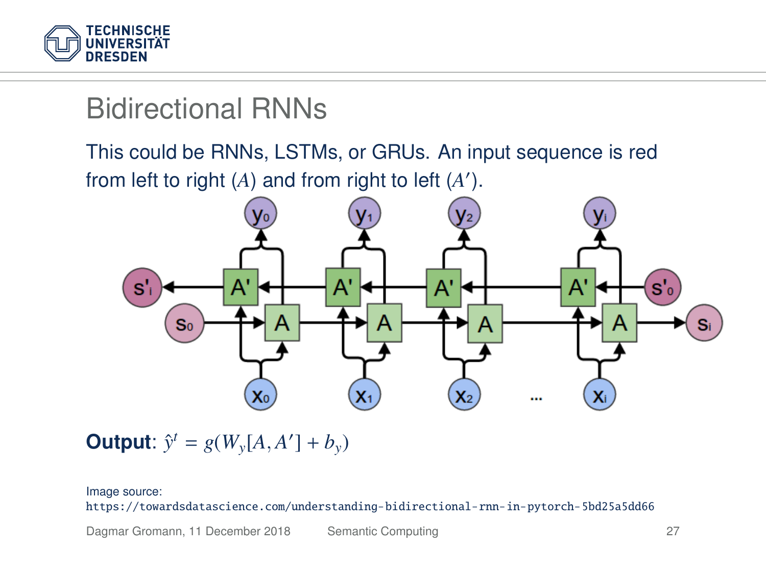# Bidirectional RNNs

This could be RNNs, LSTMs, or GRUs. An input sequence is red from left to right ($A$) and from right to left ($A'$).

**Output**: $\hat{y}^t = g(W_y[A, A'] + b_y)$

Image source:
https://towardsdatascience.com/understanding-bidirectional-rnn-in-pytorch-5bd25a5dd66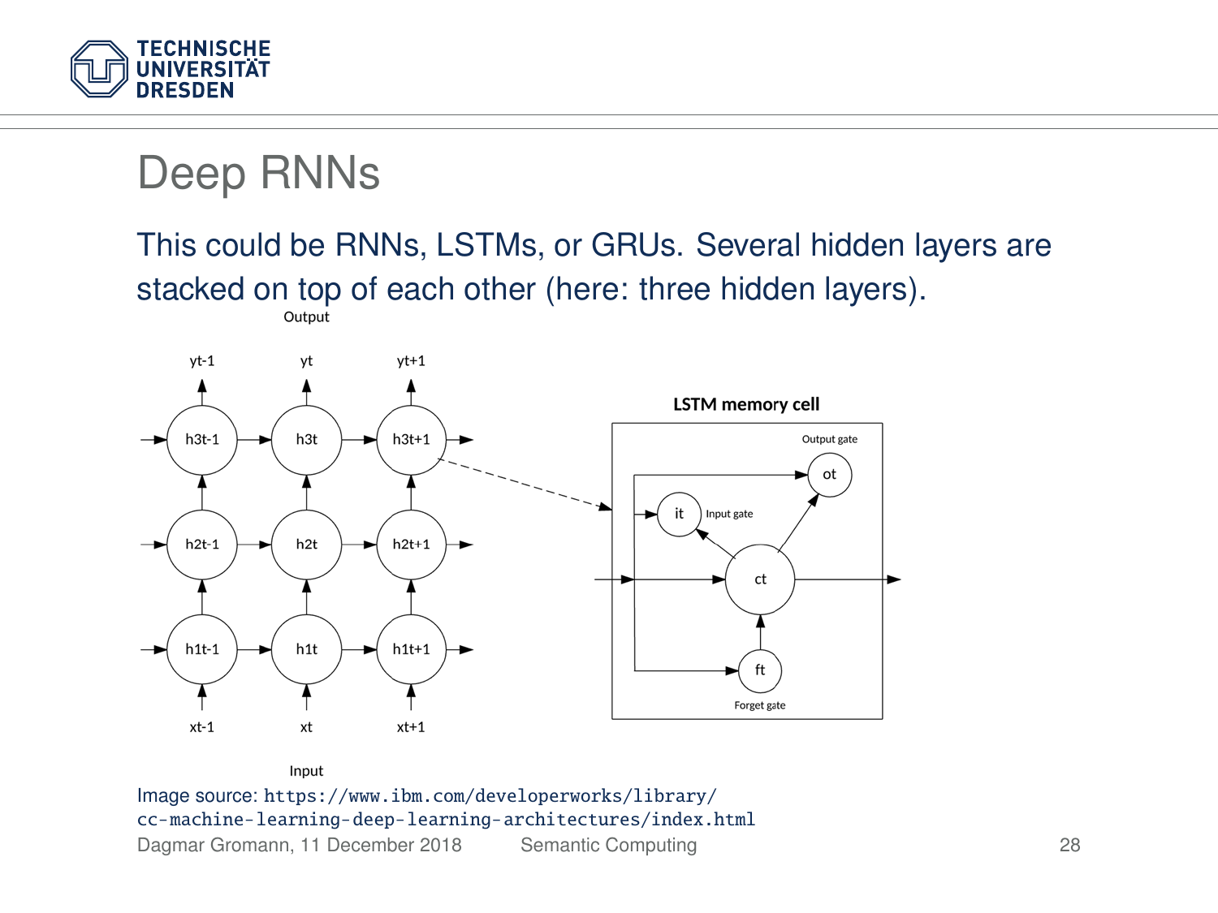# Deep RNNs

This could be RNNs, LSTMs, or GRUs. Several hidden layers are stacked on top of each other (here: three hidden layers).

Output

yt-1 yt yt+1

h3t-1 h3t h3t+1

h2t-1 h2t h2t+1

h1t-1 h1t h1t+1

xt-1 xt xt+1

Input

**LSTM memory cell**

Output gate ot

it Input gate

ct

ft

Forget gate

Image source: `https://www.ibm.com/developerworks/library/cc-machine-learning-deep-learning-architectures/index.html`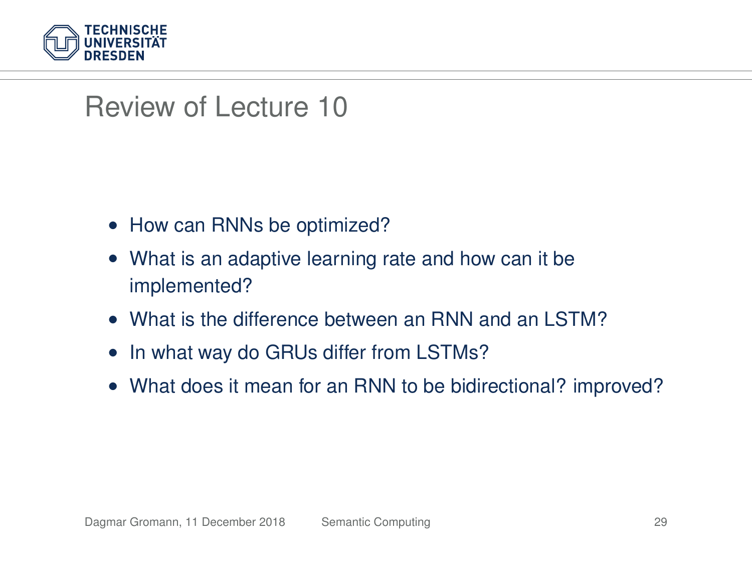# Review of Lecture 10

- How can RNNs be optimized?
- What is an adaptive learning rate and how can it be implemented?
- What is the difference between an RNN and an LSTM?
- In what way do GRUs differ from LSTMs?
- What does it mean for an RNN to be bidirectional? improved?